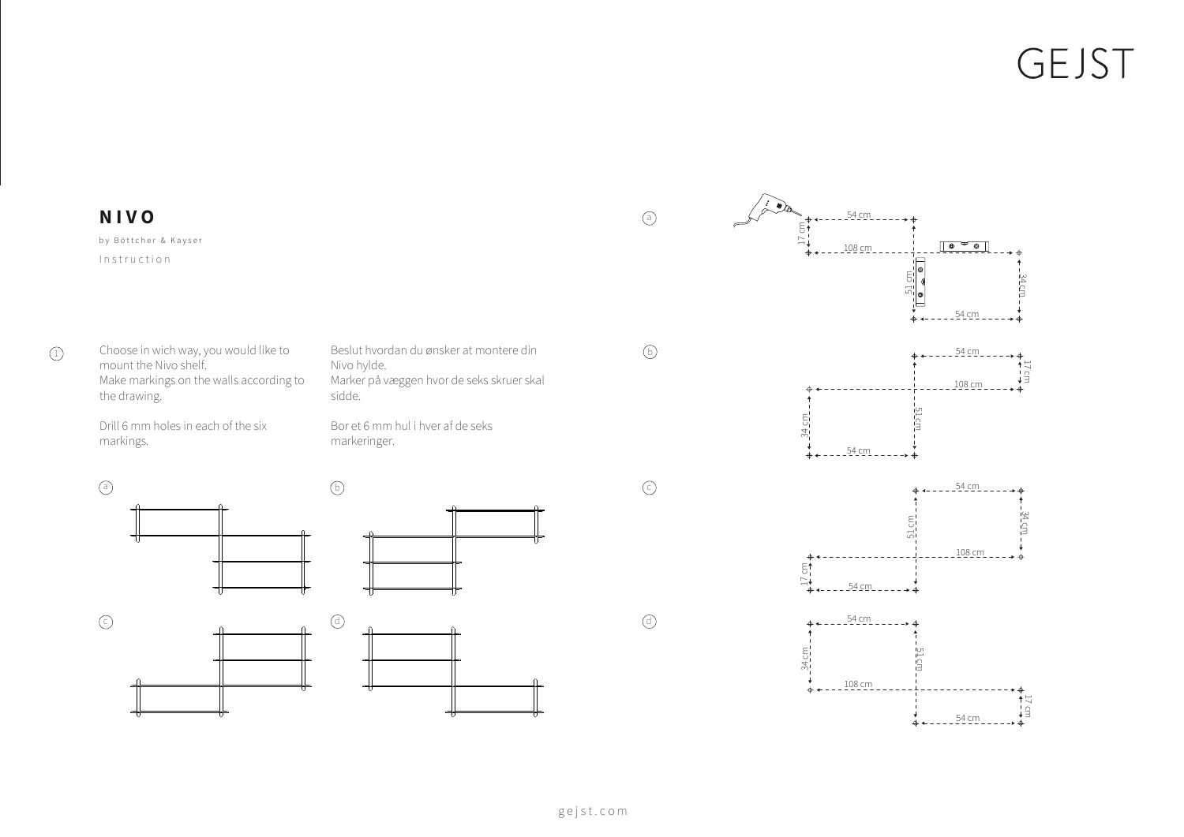GEJST

# NIVO

by Böttcher & Kayser

Instruction

1. Choose in wich way, you would like to mount the Nivo shelf.
Make markings on the walls according to the drawing.

Drill 6 mm holes in each of the six markings.

Beslut hvordan du ønsker at montere din Nivo hylde.
Marker på væggen hvor de seks skruer skal sidde.

Bor et 6 mm hul i hver af de seks markeringer.

a

b

c

d

a

54 cm
17 cm
108 cm
51 cm
34 cm
54 cm

b

54 cm
17 cm
108 cm
34 cm
51 cm
54 cm

c

54 cm
51 cm
34 cm
108 cm
17 cm
54 cm

d

54 cm
34 cm
51 cm
108 cm
17 cm
54 cm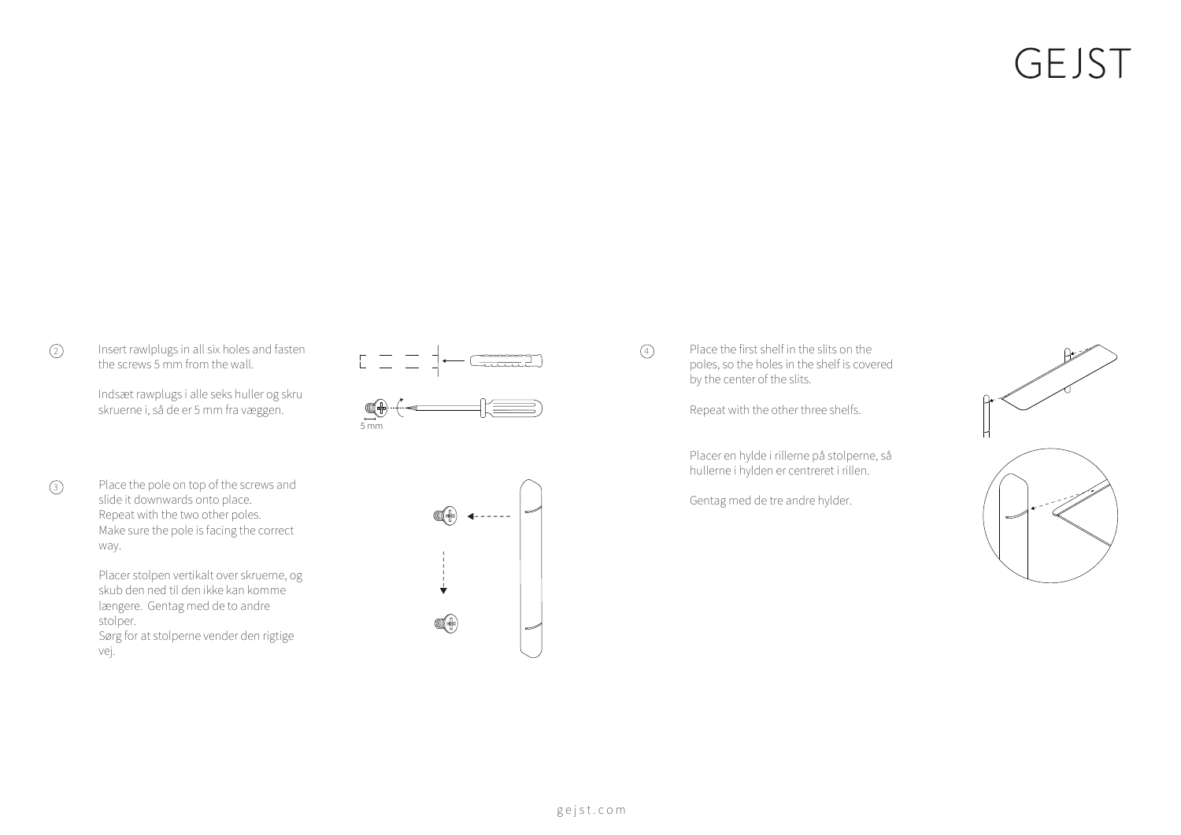# GEJST

(2) Insert rawlplugs in all six holes and fasten the screws 5 mm from the wall.

Indsæt rawplugs i alle seks huller og skru skruerne i, så de er 5 mm fra væggen.

5 mm

(3) Place the pole on top of the screws and slide it downwards onto place.
Repeat with the two other poles.
Make sure the pole is facing the correct way.

Placer stolpen vertikalt over skruerne, og skub den ned til den ikke kan komme længere. Gentag med de to andre stolper.
Sørg for at stolperne vender den rigtige vej.

(4) Place the first shelf in the slits on the poles, so the holes in the shelf is covered by the center of the slits.

Repeat with the other three shelfs.

Placer en hylde i rillerne på stolperne, så hullerne i hylden er centreret i rillen.

Gentag med de tre andre hylder.

gejst.com